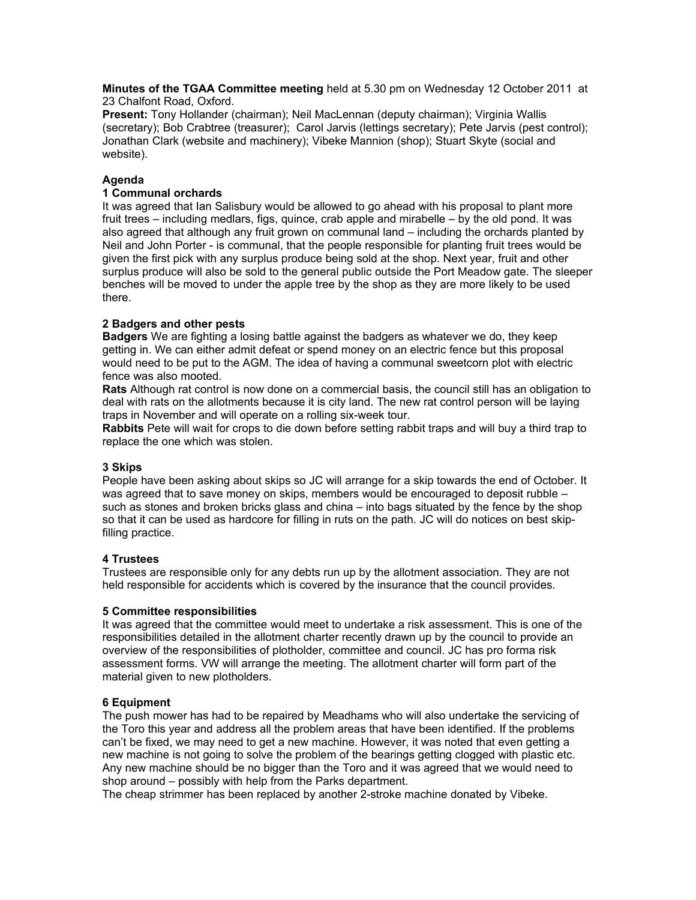**Minutes of the TGAA Committee meeting** held at 5.30 pm on Wednesday 12 October 2011 at 23 Chalfont Road, Oxford.

**Present:** Tony Hollander (chairman); Neil MacLennan (deputy chairman); Virginia Wallis (secretary); Bob Crabtree (treasurer); Carol Jarvis (lettings secretary); Pete Jarvis (pest control); Jonathan Clark (website and machinery); Vibeke Mannion (shop); Stuart Skyte (social and website).

**Agenda**

**1 Communal orchards**

It was agreed that Ian Salisbury would be allowed to go ahead with his proposal to plant more fruit trees – including medlars, figs, quince, crab apple and mirabelle – by the old pond. It was also agreed that although any fruit grown on communal land – including the orchards planted by Neil and John Porter - is communal, that the people responsible for planting fruit trees would be given the first pick with any surplus produce being sold at the shop. Next year, fruit and other surplus produce will also be sold to the general public outside the Port Meadow gate. The sleeper benches will be moved to under the apple tree by the shop as they are more likely to be used there.

**2 Badgers and other pests**

**Badgers** We are fighting a losing battle against the badgers as whatever we do, they keep getting in. We can either admit defeat or spend money on an electric fence but this proposal would need to be put to the AGM. The idea of having a communal sweetcorn plot with electric fence was also mooted.

**Rats** Although rat control is now done on a commercial basis, the council still has an obligation to deal with rats on the allotments because it is city land. The new rat control person will be laying traps in November and will operate on a rolling six-week tour.

**Rabbits** Pete will wait for crops to die down before setting rabbit traps and will buy a third trap to replace the one which was stolen.

**3 Skips**

People have been asking about skips so JC will arrange for a skip towards the end of October. It was agreed that to save money on skips, members would be encouraged to deposit rubble – such as stones and broken bricks glass and china – into bags situated by the fence by the shop so that it can be used as hardcore for filling in ruts on the path. JC will do notices on best skip-filling practice.

**4 Trustees**

Trustees are responsible only for any debts run up by the allotment association. They are not held responsible for accidents which is covered by the insurance that the council provides.

**5 Committee responsibilities**

It was agreed that the committee would meet to undertake a risk assessment. This is one of the responsibilities detailed in the allotment charter recently drawn up by the council to provide an overview of the responsibilities of plotholder, committee and council. JC has pro forma risk assessment forms. VW will arrange the meeting. The allotment charter will form part of the material given to new plotholders.

**6 Equipment**

The push mower has had to be repaired by Meadhams who will also undertake the servicing of the Toro this year and address all the problem areas that have been identified. If the problems can't be fixed, we may need to get a new machine. However, it was noted that even getting a new machine is not going to solve the problem of the bearings getting clogged with plastic etc. Any new machine should be no bigger than the Toro and it was agreed that we would need to shop around – possibly with help from the Parks department.

The cheap strimmer has been replaced by another 2-stroke machine donated by Vibeke.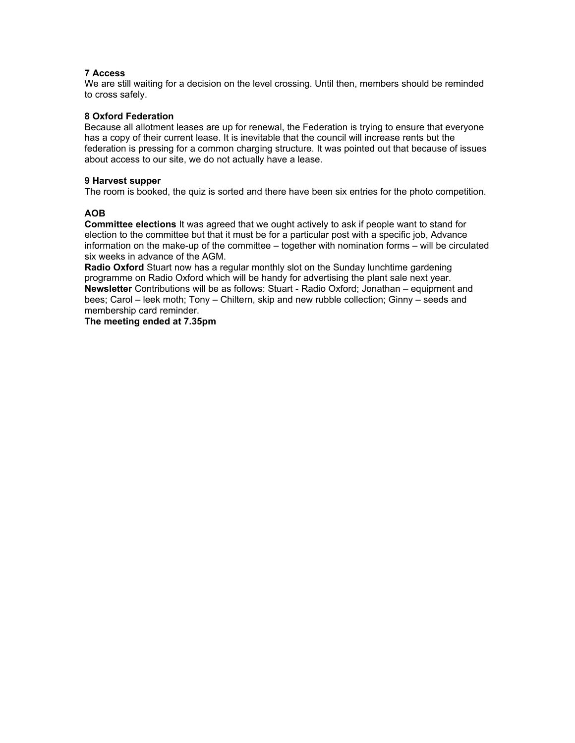**7 Access**
We are still waiting for a decision on the level crossing. Until then, members should be reminded to cross safely.

**8 Oxford Federation**
Because all allotment leases are up for renewal, the Federation is trying to ensure that everyone has a copy of their current lease. It is inevitable that the council will increase rents but the federation is pressing for a common charging structure. It was pointed out that because of issues about access to our site, we do not actually have a lease.

**9 Harvest supper**
The room is booked, the quiz is sorted and there have been six entries for the photo competition.

**AOB**
**Committee elections** It was agreed that we ought actively to ask if people want to stand for election to the committee but that it must be for a particular post with a specific job, Advance information on the make-up of the committee – together with nomination forms – will be circulated six weeks in advance of the AGM.
**Radio Oxford** Stuart now has a regular monthly slot on the Sunday lunchtime gardening programme on Radio Oxford which will be handy for advertising the plant sale next year.
**Newsletter** Contributions will be as follows: Stuart - Radio Oxford; Jonathan – equipment and bees; Carol – leek moth; Tony – Chiltern, skip and new rubble collection; Ginny – seeds and membership card reminder.
**The meeting ended at 7.35pm**